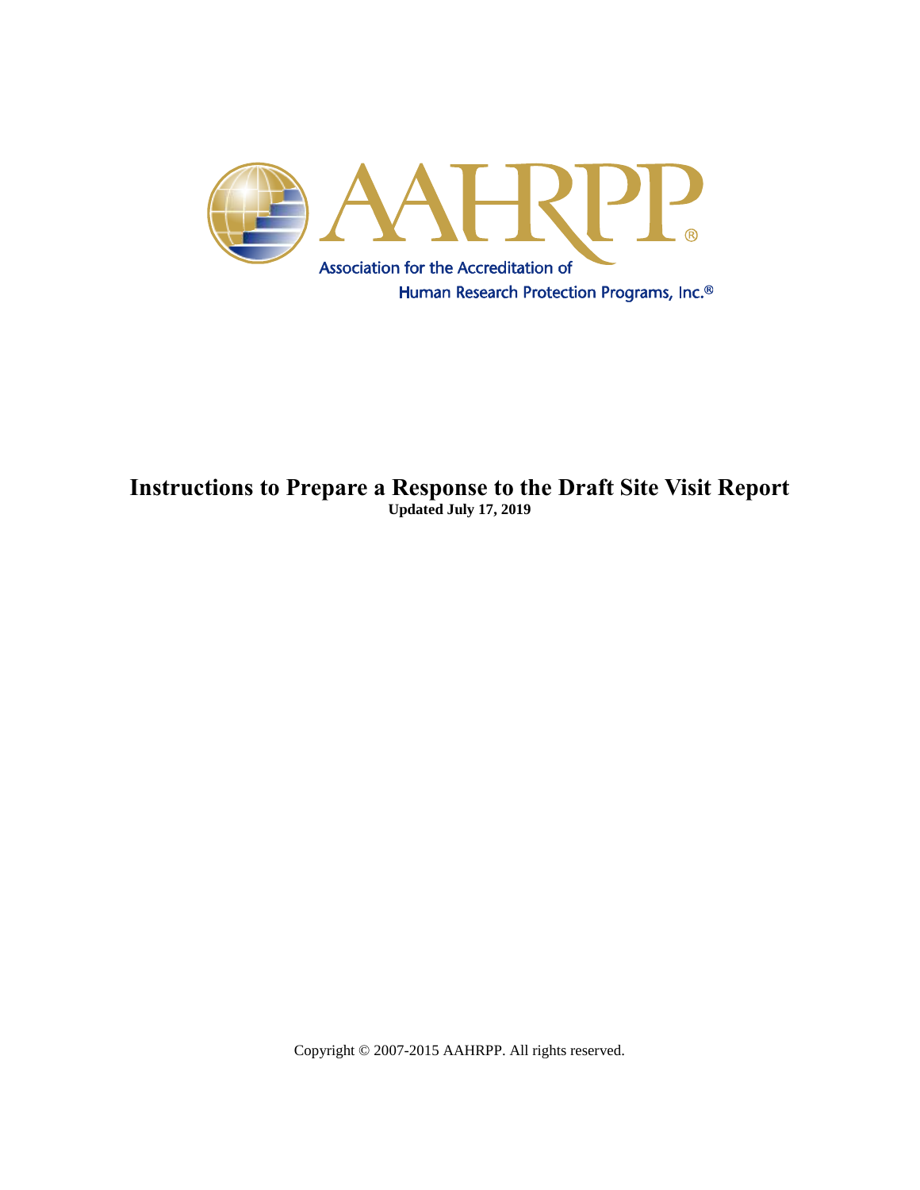AAHRPP®

Association for the Accreditation of Human Research Protection Programs, Inc.®

# Instructions to Prepare a Response to the Draft Site Visit Report

**Updated July 17, 2019**

Copyright © 2007-2015 AAHRPP. All rights reserved.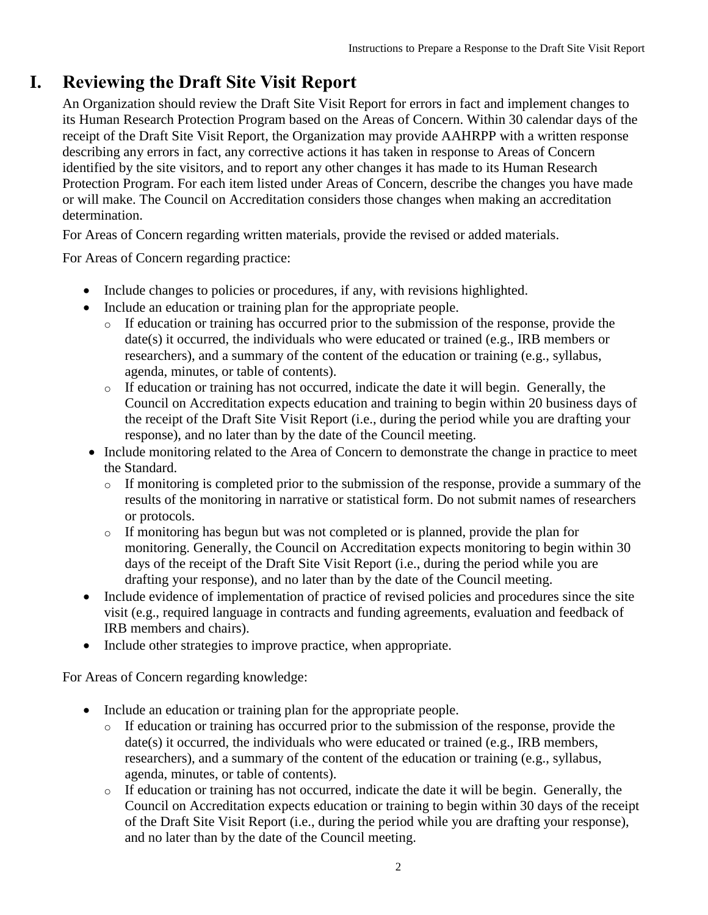# I. Reviewing the Draft Site Visit Report

An Organization should review the Draft Site Visit Report for errors in fact and implement changes to its Human Research Protection Program based on the Areas of Concern. Within 30 calendar days of the receipt of the Draft Site Visit Report, the Organization may provide AAHRPP with a written response describing any errors in fact, any corrective actions it has taken in response to Areas of Concern identified by the site visitors, and to report any other changes it has made to its Human Research Protection Program. For each item listed under Areas of Concern, describe the changes you have made or will make. The Council on Accreditation considers those changes when making an accreditation determination.

For Areas of Concern regarding written materials, provide the revised or added materials.

For Areas of Concern regarding practice:

- Include changes to policies or procedures, if any, with revisions highlighted.
- Include an education or training plan for the appropriate people.
  - If education or training has occurred prior to the submission of the response, provide the date(s) it occurred, the individuals who were educated or trained (e.g., IRB members or researchers), and a summary of the content of the education or training (e.g., syllabus, agenda, minutes, or table of contents).
  - If education or training has not occurred, indicate the date it will begin. Generally, the Council on Accreditation expects education and training to begin within 20 business days of the receipt of the Draft Site Visit Report (i.e., during the period while you are drafting your response), and no later than by the date of the Council meeting.
- Include monitoring related to the Area of Concern to demonstrate the change in practice to meet the Standard.
  - If monitoring is completed prior to the submission of the response, provide a summary of the results of the monitoring in narrative or statistical form. Do not submit names of researchers or protocols.
  - If monitoring has begun but was not completed or is planned, provide the plan for monitoring. Generally, the Council on Accreditation expects monitoring to begin within 30 days of the receipt of the Draft Site Visit Report (i.e., during the period while you are drafting your response), and no later than by the date of the Council meeting.
- Include evidence of implementation of practice of revised policies and procedures since the site visit (e.g., required language in contracts and funding agreements, evaluation and feedback of IRB members and chairs).
- Include other strategies to improve practice, when appropriate.

For Areas of Concern regarding knowledge:

- Include an education or training plan for the appropriate people.
  - If education or training has occurred prior to the submission of the response, provide the date(s) it occurred, the individuals who were educated or trained (e.g., IRB members, researchers), and a summary of the content of the education or training (e.g., syllabus, agenda, minutes, or table of contents).
  - If education or training has not occurred, indicate the date it will be begin. Generally, the Council on Accreditation expects education or training to begin within 30 days of the receipt of the Draft Site Visit Report (i.e., during the period while you are drafting your response), and no later than by the date of the Council meeting.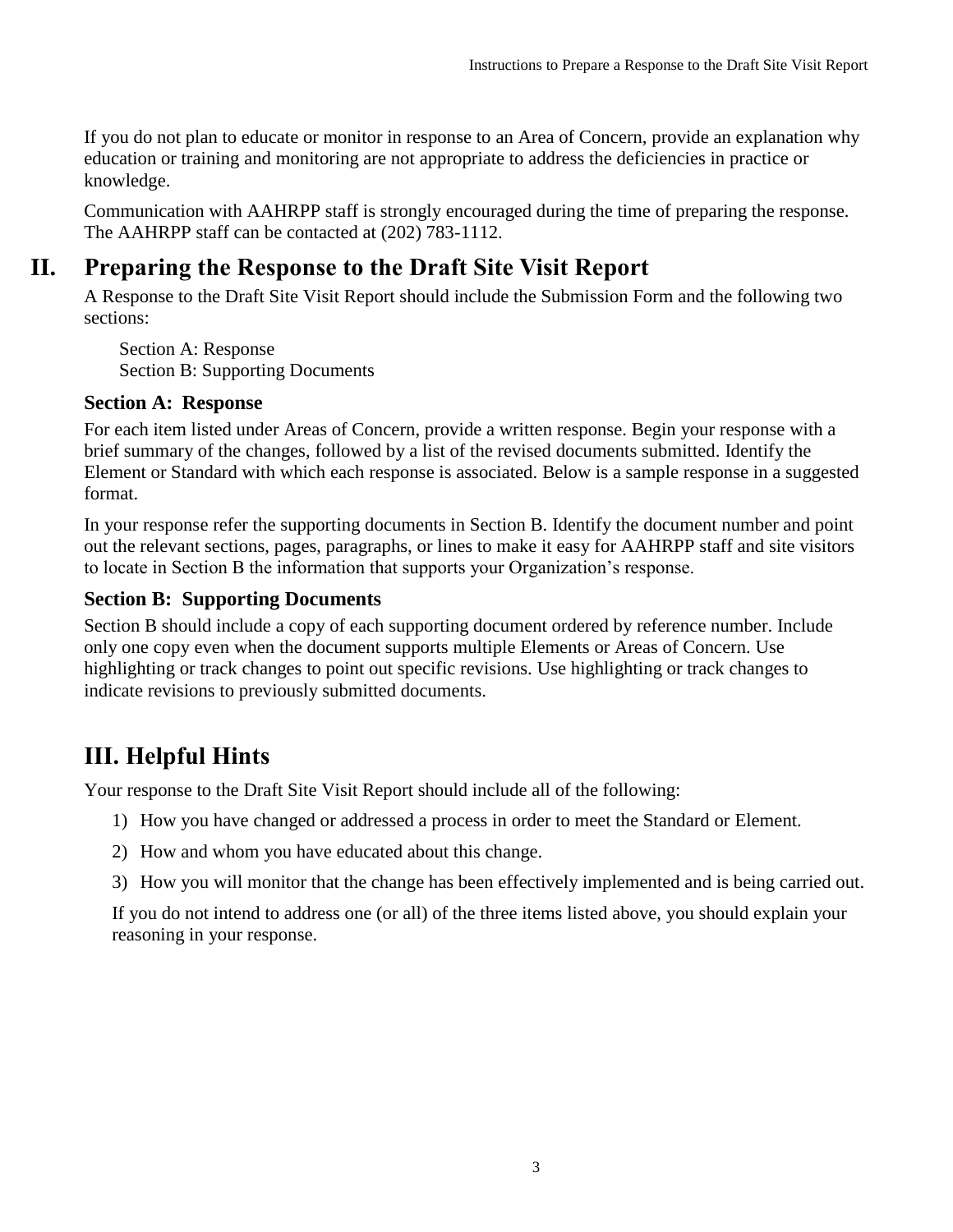If you do not plan to educate or monitor in response to an Area of Concern, provide an explanation why education or training and monitoring are not appropriate to address the deficiencies in practice or knowledge.

Communication with AAHRPP staff is strongly encouraged during the time of preparing the response. The AAHRPP staff can be contacted at (202) 783-1112.

## II. Preparing the Response to the Draft Site Visit Report

A Response to the Draft Site Visit Report should include the Submission Form and the following two sections:

Section A: Response
Section B: Supporting Documents

### Section A: Response

For each item listed under Areas of Concern, provide a written response. Begin your response with a brief summary of the changes, followed by a list of the revised documents submitted. Identify the Element or Standard with which each response is associated. Below is a sample response in a suggested format.

In your response refer the supporting documents in Section B. Identify the document number and point out the relevant sections, pages, paragraphs, or lines to make it easy for AAHRPP staff and site visitors to locate in Section B the information that supports your Organization's response.

### Section B: Supporting Documents

Section B should include a copy of each supporting document ordered by reference number. Include only one copy even when the document supports multiple Elements or Areas of Concern. Use highlighting or track changes to point out specific revisions. Use highlighting or track changes to indicate revisions to previously submitted documents.

## III. Helpful Hints

Your response to the Draft Site Visit Report should include all of the following:

1) How you have changed or addressed a process in order to meet the Standard or Element.
2) How and whom you have educated about this change.
3) How you will monitor that the change has been effectively implemented and is being carried out.

If you do not intend to address one (or all) of the three items listed above, you should explain your reasoning in your response.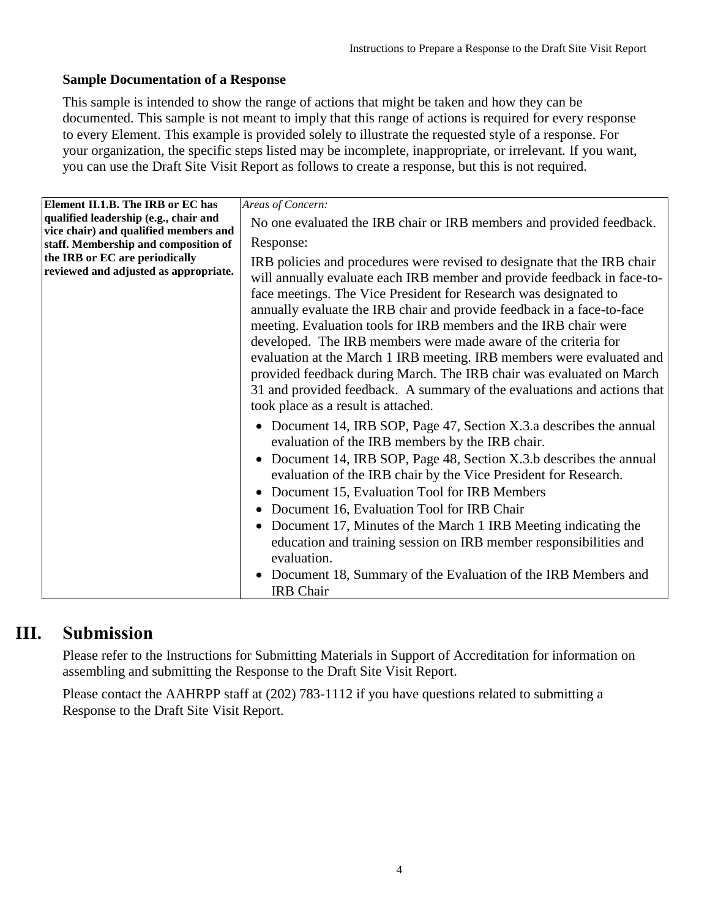**Sample Documentation of a Response**

This sample is intended to show the range of actions that might be taken and how they can be documented. This sample is not meant to imply that this range of actions is required for every response to every Element. This example is provided solely to illustrate the requested style of a response. For your organization, the specific steps listed may be incomplete, inappropriate, or irrelevant. If you want, you can use the Draft Site Visit Report as follows to create a response, but this is not required.

| | |
|---|---|
| **Element II.1.B. The IRB or EC has qualified leadership (e.g., chair and vice chair) and qualified members and staff. Membership and composition of the IRB or EC are periodically reviewed and adjusted as appropriate.** | *Areas of Concern:*<br>No one evaluated the IRB chair or IRB members and provided feedback.<br>Response:<br>IRB policies and procedures were revised to designate that the IRB chair will annually evaluate each IRB member and provide feedback in face-to-face meetings. The Vice President for Research was designated to annually evaluate the IRB chair and provide feedback in a face-to-face meeting. Evaluation tools for IRB members and the IRB chair were developed. The IRB members were made aware of the criteria for evaluation at the March 1 IRB meeting. IRB members were evaluated and provided feedback during March. The IRB chair was evaluated on March 31 and provided feedback. A summary of the evaluations and actions that took place as a result is attached.<br>• Document 14, IRB SOP, Page 47, Section X.3.a describes the annual evaluation of the IRB members by the IRB chair.<br>• Document 14, IRB SOP, Page 48, Section X.3.b describes the annual evaluation of the IRB chair by the Vice President for Research.<br>• Document 15, Evaluation Tool for IRB Members<br>• Document 16, Evaluation Tool for IRB Chair<br>• Document 17, Minutes of the March 1 IRB Meeting indicating the education and training session on IRB member responsibilities and evaluation.<br>• Document 18, Summary of the Evaluation of the IRB Members and IRB Chair |

# III. Submission

Please refer to the Instructions for Submitting Materials in Support of Accreditation for information on assembling and submitting the Response to the Draft Site Visit Report.

Please contact the AAHRPP staff at (202) 783-1112 if you have questions related to submitting a Response to the Draft Site Visit Report.